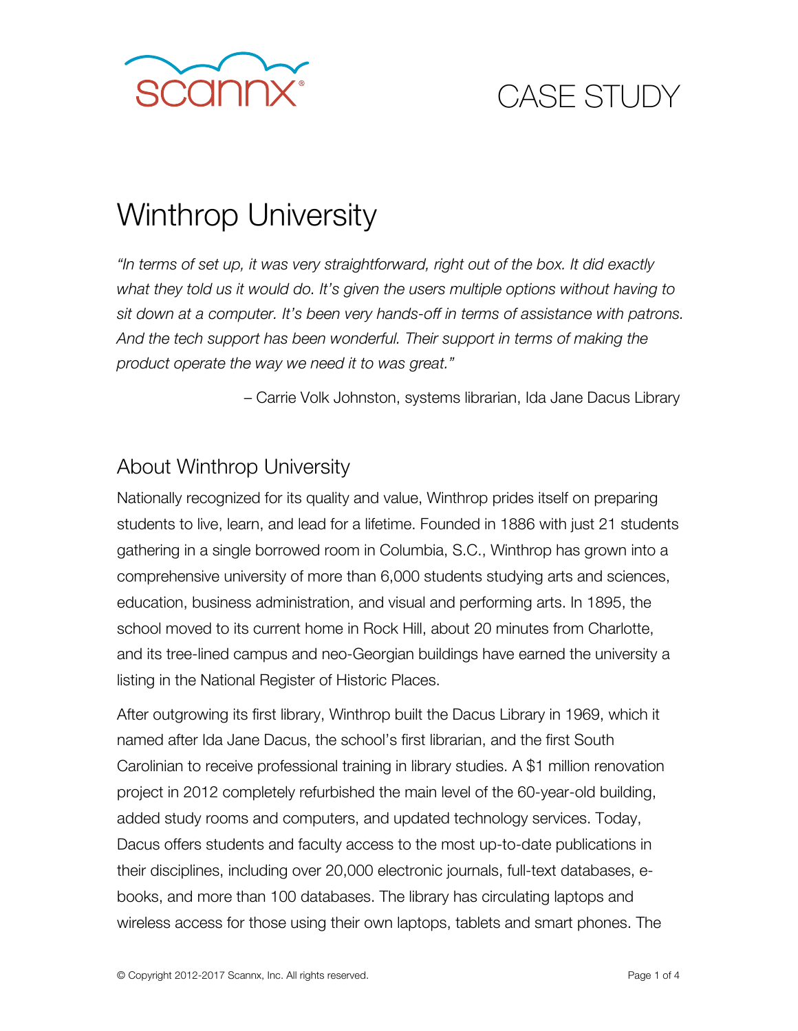CASE STUDY

# Winthrop University

*"In terms of set up, it was very straightforward, right out of the box. It did exactly what they told us it would do. It's given the users multiple options without having to sit down at a computer. It's been very hands-off in terms of assistance with patrons. And the tech support has been wonderful. Their support in terms of making the product operate the way we need it to was great."*

– Carrie Volk Johnston, systems librarian, Ida Jane Dacus Library

## About Winthrop University

Nationally recognized for its quality and value, Winthrop prides itself on preparing students to live, learn, and lead for a lifetime. Founded in 1886 with just 21 students gathering in a single borrowed room in Columbia, S.C., Winthrop has grown into a comprehensive university of more than 6,000 students studying arts and sciences, education, business administration, and visual and performing arts. In 1895, the school moved to its current home in Rock Hill, about 20 minutes from Charlotte, and its tree-lined campus and neo-Georgian buildings have earned the university a listing in the National Register of Historic Places.

After outgrowing its first library, Winthrop built the Dacus Library in 1969, which it named after Ida Jane Dacus, the school's first librarian, and the first South Carolinian to receive professional training in library studies. A $1 million renovation project in 2012 completely refurbished the main level of the 60-year-old building, added study rooms and computers, and updated technology services. Today, Dacus offers students and faculty access to the most up-to-date publications in their disciplines, including over 20,000 electronic journals, full-text databases, e-books, and more than 100 databases. The library has circulating laptops and wireless access for those using their own laptops, tablets and smart phones. The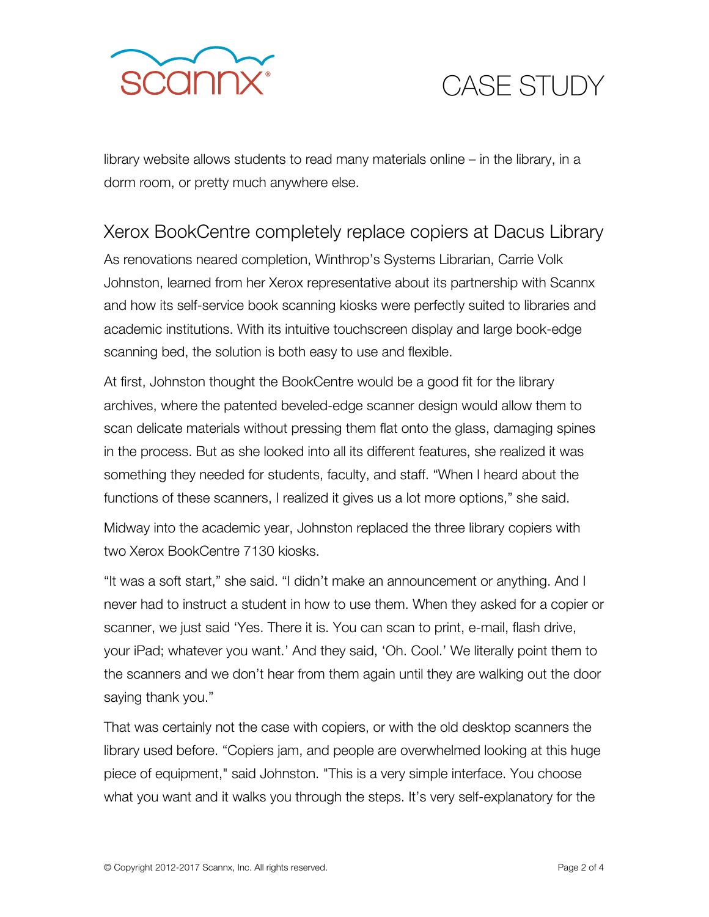library website allows students to read many materials online – in the library, in a dorm room, or pretty much anywhere else.

## Xerox BookCentre completely replace copiers at Dacus Library

As renovations neared completion, Winthrop's Systems Librarian, Carrie Volk Johnston, learned from her Xerox representative about its partnership with Scannx and how its self-service book scanning kiosks were perfectly suited to libraries and academic institutions. With its intuitive touchscreen display and large book-edge scanning bed, the solution is both easy to use and flexible.

At first, Johnston thought the BookCentre would be a good fit for the library archives, where the patented beveled-edge scanner design would allow them to scan delicate materials without pressing them flat onto the glass, damaging spines in the process. But as she looked into all its different features, she realized it was something they needed for students, faculty, and staff. "When I heard about the functions of these scanners, I realized it gives us a lot more options," she said.

Midway into the academic year, Johnston replaced the three library copiers with two Xerox BookCentre 7130 kiosks.

"It was a soft start," she said. "I didn't make an announcement or anything. And I never had to instruct a student in how to use them. When they asked for a copier or scanner, we just said 'Yes. There it is. You can scan to print, e-mail, flash drive, your iPad; whatever you want.' And they said, 'Oh. Cool.' We literally point them to the scanners and we don't hear from them again until they are walking out the door saying thank you."

That was certainly not the case with copiers, or with the old desktop scanners the library used before. "Copiers jam, and people are overwhelmed looking at this huge piece of equipment," said Johnston. "This is a very simple interface. You choose what you want and it walks you through the steps. It's very self-explanatory for the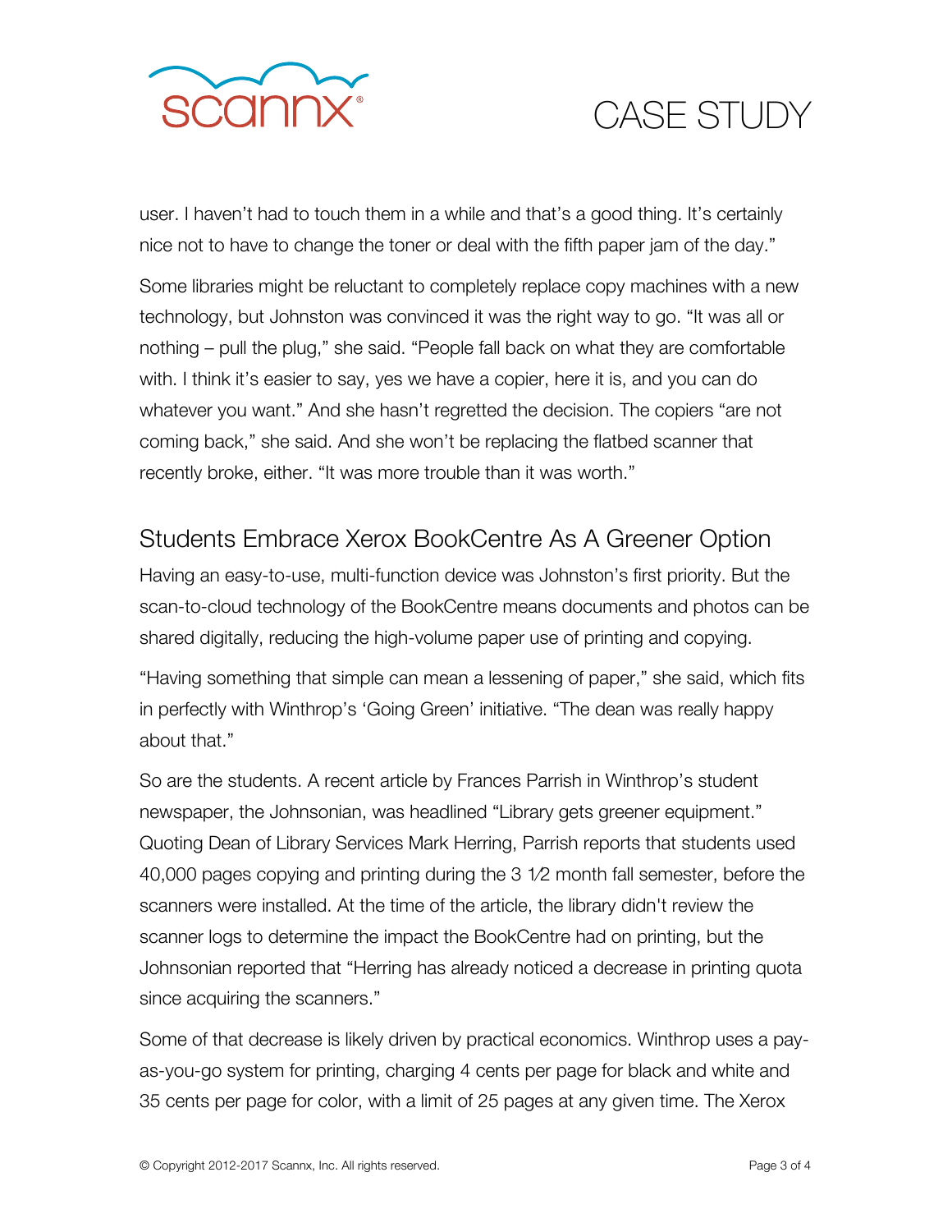user. I haven't had to touch them in a while and that's a good thing. It's certainly nice not to have to change the toner or deal with the fifth paper jam of the day."

Some libraries might be reluctant to completely replace copy machines with a new technology, but Johnston was convinced it was the right way to go. "It was all or nothing – pull the plug," she said. "People fall back on what they are comfortable with. I think it's easier to say, yes we have a copier, here it is, and you can do whatever you want." And she hasn't regretted the decision. The copiers "are not coming back," she said. And she won't be replacing the flatbed scanner that recently broke, either. "It was more trouble than it was worth."

## Students Embrace Xerox BookCentre As A Greener Option

Having an easy-to-use, multi-function device was Johnston's first priority. But the scan-to-cloud technology of the BookCentre means documents and photos can be shared digitally, reducing the high-volume paper use of printing and copying.

"Having something that simple can mean a lessening of paper," she said, which fits in perfectly with Winthrop's 'Going Green' initiative. "The dean was really happy about that."

So are the students. A recent article by Frances Parrish in Winthrop's student newspaper, the Johnsonian, was headlined "Library gets greener equipment." Quoting Dean of Library Services Mark Herring, Parrish reports that students used 40,000 pages copying and printing during the 3 1⁄2 month fall semester, before the scanners were installed. At the time of the article, the library didn't review the scanner logs to determine the impact the BookCentre had on printing, but the Johnsonian reported that "Herring has already noticed a decrease in printing quota since acquiring the scanners."

Some of that decrease is likely driven by practical economics. Winthrop uses a pay-as-you-go system for printing, charging 4 cents per page for black and white and 35 cents per page for color, with a limit of 25 pages at any given time. The Xerox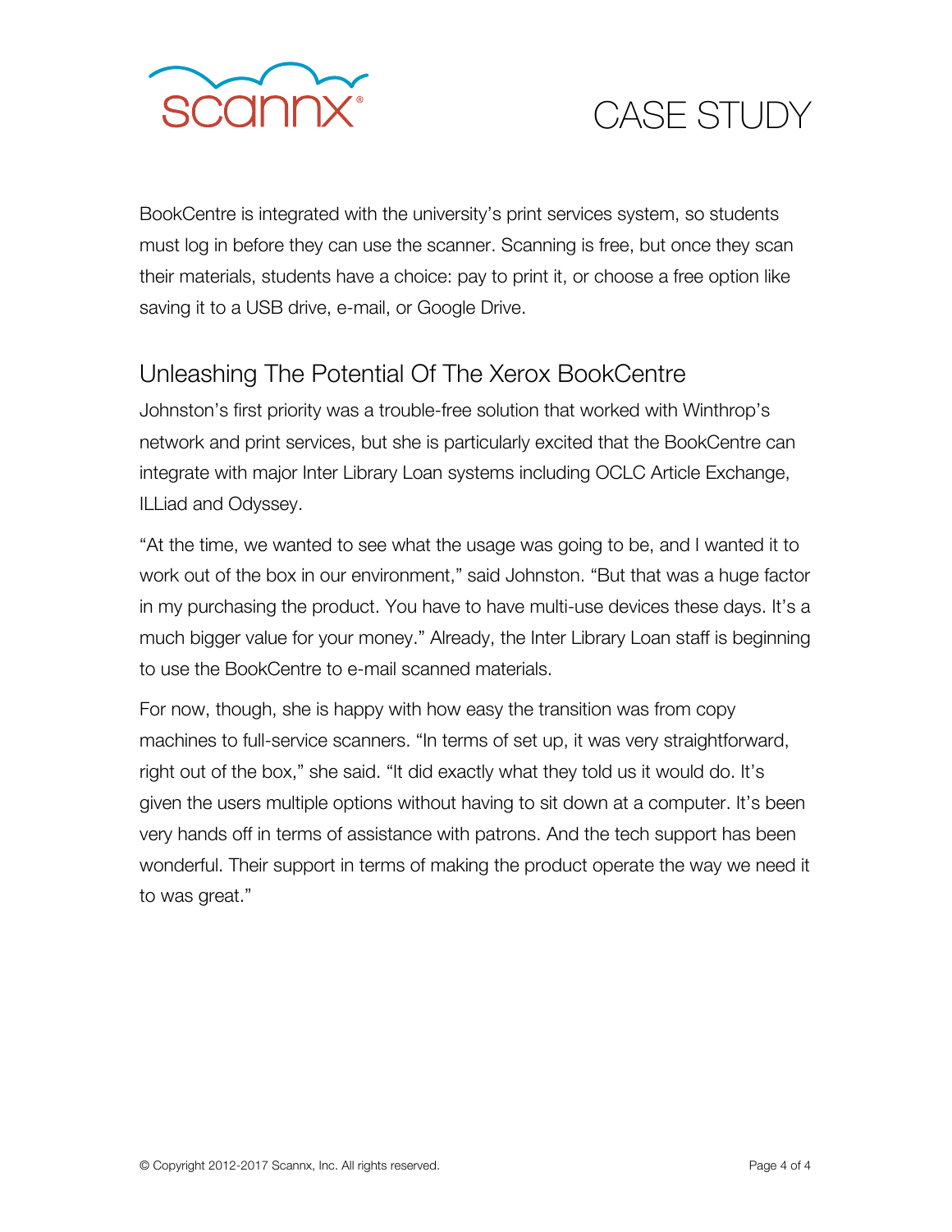BookCentre is integrated with the university's print services system, so students must log in before they can use the scanner. Scanning is free, but once they scan their materials, students have a choice: pay to print it, or choose a free option like saving it to a USB drive, e-mail, or Google Drive.

## Unleashing The Potential Of The Xerox BookCentre

Johnston's first priority was a trouble-free solution that worked with Winthrop's network and print services, but she is particularly excited that the BookCentre can integrate with major Inter Library Loan systems including OCLC Article Exchange, ILLiad and Odyssey.

"At the time, we wanted to see what the usage was going to be, and I wanted it to work out of the box in our environment," said Johnston. "But that was a huge factor in my purchasing the product. You have to have multi-use devices these days. It's a much bigger value for your money." Already, the Inter Library Loan staff is beginning to use the BookCentre to e-mail scanned materials.

For now, though, she is happy with how easy the transition was from copy machines to full-service scanners. "In terms of set up, it was very straightforward, right out of the box," she said. "It did exactly what they told us it would do. It's given the users multiple options without having to sit down at a computer. It's been very hands off in terms of assistance with patrons. And the tech support has been wonderful. Their support in terms of making the product operate the way we need it to was great."